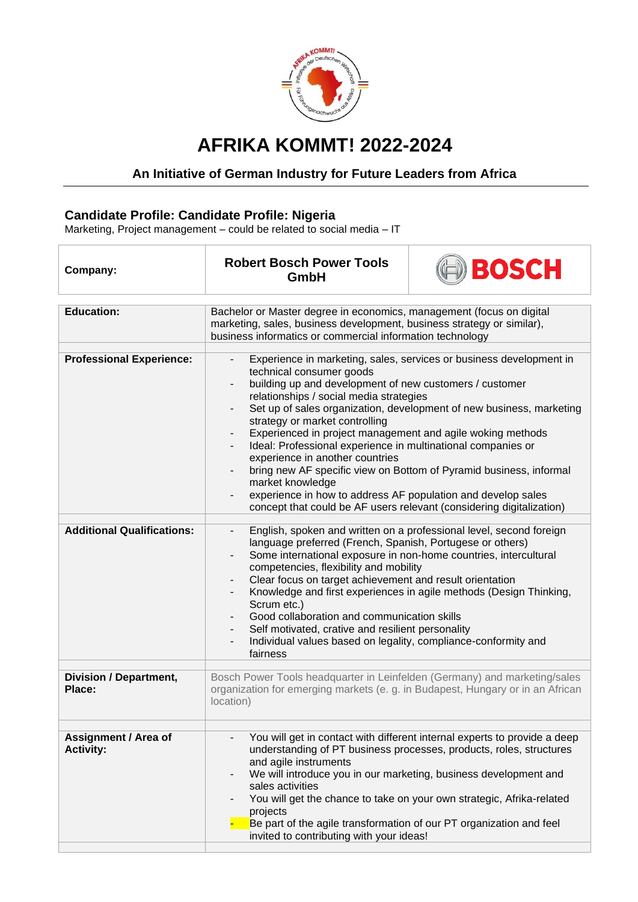# AFRIKA KOMMT! 2022-2024

## An Initiative of German Industry for Future Leaders from Africa

### Candidate Profile: Candidate Profile: Nigeria

Marketing, Project management – could be related to social media – IT

| Company: | Robert Bosch Power Tools GmbH | BOSCH |
|---|---|---|

| | |
|---|---|
| **Education:** | Bachelor or Master degree in economics, management (focus on digital marketing, sales, business development, business strategy or similar), business informatics or commercial information technology |
| **Professional Experience:** | - Experience in marketing, sales, services or business development in technical consumer goods<br>- building up and development of new customers / customer relationships / social media strategies<br>- Set up of sales organization, development of new business, marketing strategy or market controlling<br>- Experienced in project management and agile woking methods<br>- Ideal: Professional experience in multinational companies or experience in another countries<br>- bring new AF specific view on Bottom of Pyramid business, informal market knowledge<br>- experience in how to address AF population and develop sales concept that could be AF users relevant (considering digitalization) |
| **Additional Qualifications:** | - English, spoken and written on a professional level, second foreign language preferred (French, Spanish, Portugese or others)<br>- Some international exposure in non-home countries, intercultural competencies, flexibility and mobility<br>- Clear focus on target achievement and result orientation<br>- Knowledge and first experiences in agile methods (Design Thinking, Scrum etc.)<br>- Good collaboration and communication skills<br>- Self motivated, crative and resilient personality<br>- Individual values based on legality, compliance-conformity and fairness |
| **Division / Department, Place:** | Bosch Power Tools headquarter in Leinfelden (Germany) and marketing/sales organization for emerging markets (e. g. in Budapest, Hungary or in an African location) |
| **Assignment / Area of Activity:** | - You will get in contact with different internal experts to provide a deep understanding of PT business processes, products, roles, structures and agile instruments<br>- We will introduce you in our marketing, business development and sales activities<br>- You will get the chance to take on your own strategic, Afrika-related projects<br>- Be part of the agile transformation of our PT organization and feel invited to contributing with your ideas! |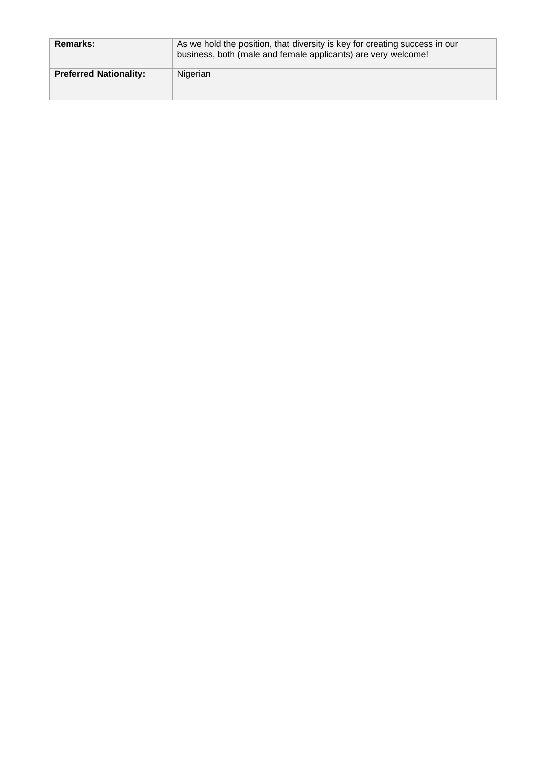| | |
|---|---|
| **Remarks:** | As we hold the position, that diversity is key for creating success in our business, both (male and female applicants) are very welcome! |
| | |
| **Preferred Nationality:** | Nigerian |